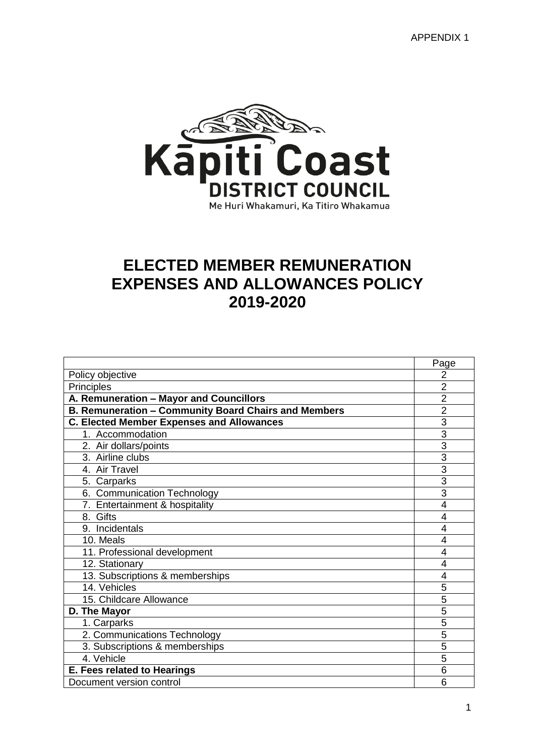APPENDIX 1

Kāpiti Coast
DISTRICT COUNCIL
Me Huri Whakamuri, Ka Titiro Whakamua

# ELECTED MEMBER REMUNERATION EXPENSES AND ALLOWANCES POLICY 2019-2020

| | Page |
|---|---|
| Policy objective | 2 |
| Principles | 2 |
| **A. Remuneration – Mayor and Councillors** | 2 |
| **B. Remuneration – Community Board Chairs and Members** | 2 |
| **C. Elected Member Expenses and Allowances** | 3 |
| 1. Accommodation | 3 |
| 2. Air dollars/points | 3 |
| 3. Airline clubs | 3 |
| 4. Air Travel | 3 |
| 5. Carparks | 3 |
| 6. Communication Technology | 3 |
| 7. Entertainment & hospitality | 4 |
| 8. Gifts | 4 |
| 9. Incidentals | 4 |
| 10. Meals | 4 |
| 11. Professional development | 4 |
| 12. Stationary | 4 |
| 13. Subscriptions & memberships | 4 |
| 14. Vehicles | 5 |
| 15. Childcare Allowance | 5 |
| **D. The Mayor** | 5 |
| 1. Carparks | 5 |
| 2. Communications Technology | 5 |
| 3. Subscriptions & memberships | 5 |
| 4. Vehicle | 5 |
| **E. Fees related to Hearings** | 6 |
| Document version control | 6 |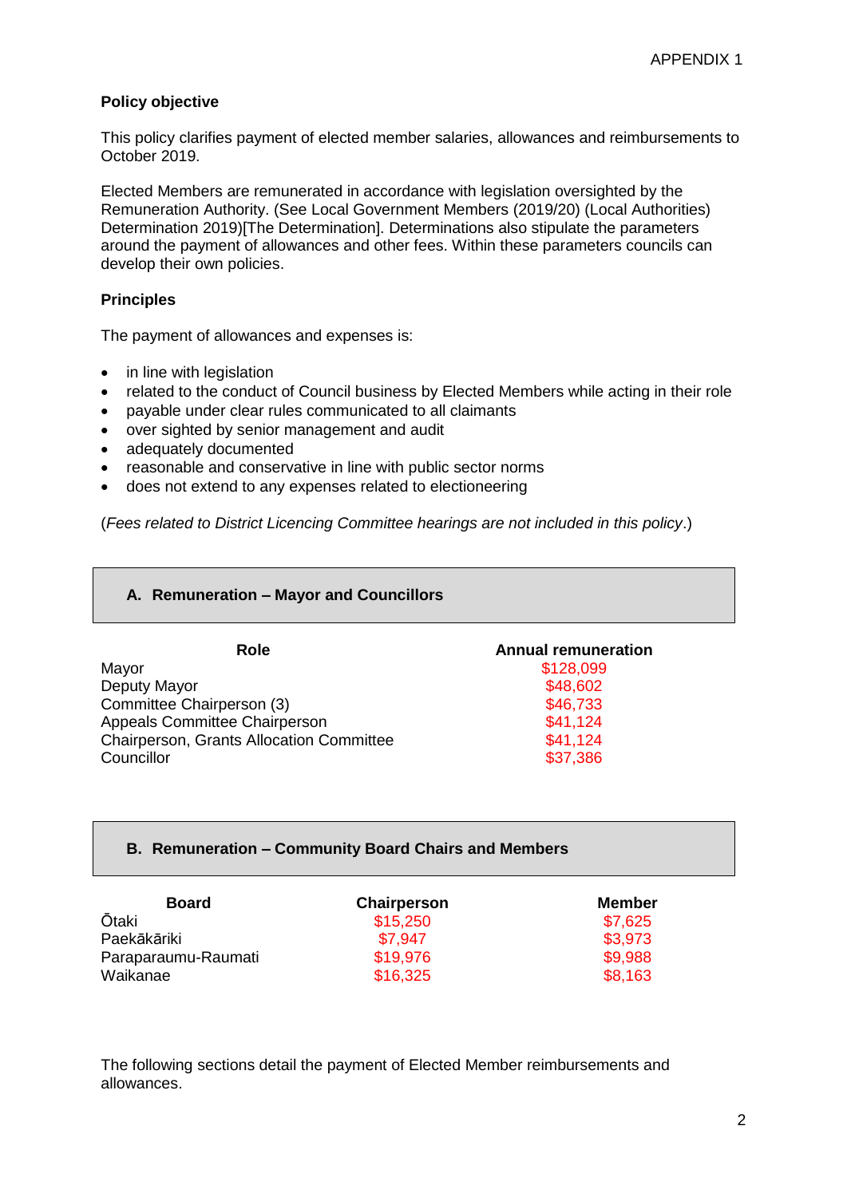APPENDIX 1

**Policy objective**

This policy clarifies payment of elected member salaries, allowances and reimbursements to October 2019.

Elected Members are remunerated in accordance with legislation oversighted by the Remuneration Authority. (See Local Government Members (2019/20) (Local Authorities) Determination 2019)[The Determination]. Determinations also stipulate the parameters around the payment of allowances and other fees. Within these parameters councils can develop their own policies.

**Principles**

The payment of allowances and expenses is:

- in line with legislation
- related to the conduct of Council business by Elected Members while acting in their role
- payable under clear rules communicated to all claimants
- over sighted by senior management and audit
- adequately documented
- reasonable and conservative in line with public sector norms
- does not extend to any expenses related to electioneering

(*Fees related to District Licencing Committee hearings are not included in this policy*.)

## A. Remuneration – Mayor and Councillors

| Role | Annual remuneration |
|---|---|
| Mayor | $128,099 |
| Deputy Mayor | $48,602 |
| Committee Chairperson (3) | $46,733 |
| Appeals Committee Chairperson | $41,124 |
| Chairperson, Grants Allocation Committee | $41,124 |
| Councillor | $37,386 |

## B. Remuneration – Community Board Chairs and Members

| Board | Chairperson | Member |
|---|---|---|
| Ōtaki | $15,250 | $7,625 |
| Paekākāriki | $7,947 | $3,973 |
| Paraparaumu-Raumati | $19,976 | $9,988 |
| Waikanae | $16,325 | $8,163 |

The following sections detail the payment of Elected Member reimbursements and allowances.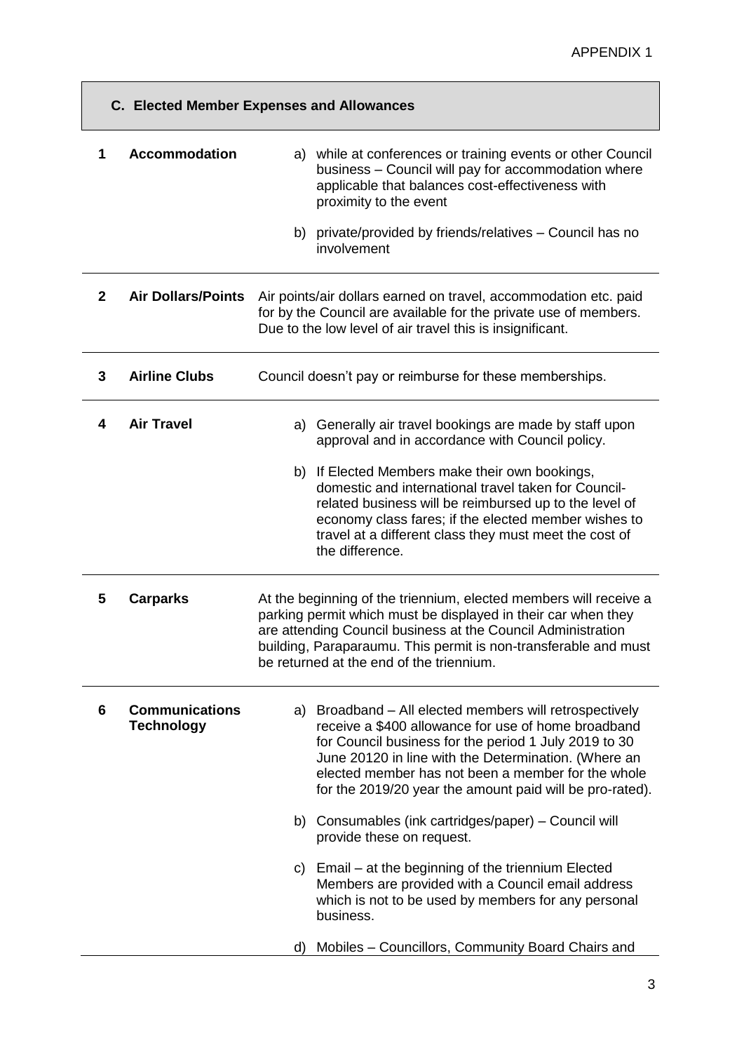APPENDIX 1

## C. Elected Member Expenses and Allowances

| | | |
|---|---|---|
| **1** | **Accommodation** | a) while at conferences or training events or other Council business – Council will pay for accommodation where applicable that balances cost-effectiveness with proximity to the event<br><br>b) private/provided by friends/relatives – Council has no involvement |
| **2** | **Air Dollars/Points** | Air points/air dollars earned on travel, accommodation etc. paid for by the Council are available for the private use of members. Due to the low level of air travel this is insignificant. |
| **3** | **Airline Clubs** | Council doesn't pay or reimburse for these memberships. |
| **4** | **Air Travel** | a) Generally air travel bookings are made by staff upon approval and in accordance with Council policy.<br><br>b) If Elected Members make their own bookings, domestic and international travel taken for Council-related business will be reimbursed up to the level of economy class fares; if the elected member wishes to travel at a different class they must meet the cost of the difference. |
| **5** | **Carparks** | At the beginning of the triennium, elected members will receive a parking permit which must be displayed in their car when they are attending Council business at the Council Administration building, Paraparaumu. This permit is non-transferable and must be returned at the end of the triennium. |
| **6** | **Communications Technology** | a) Broadband – All elected members will retrospectively receive a $400 allowance for use of home broadband for Council business for the period 1 July 2019 to 30 June 20120 in line with the Determination. (Where an elected member has not been a member for the whole for the 2019/20 year the amount paid will be pro-rated).<br><br>b) Consumables (ink cartridges/paper) – Council will provide these on request.<br><br>c) Email – at the beginning of the triennium Elected Members are provided with a Council email address which is not to be used by members for any personal business.<br><br>d) Mobiles – Councillors, Community Board Chairs and |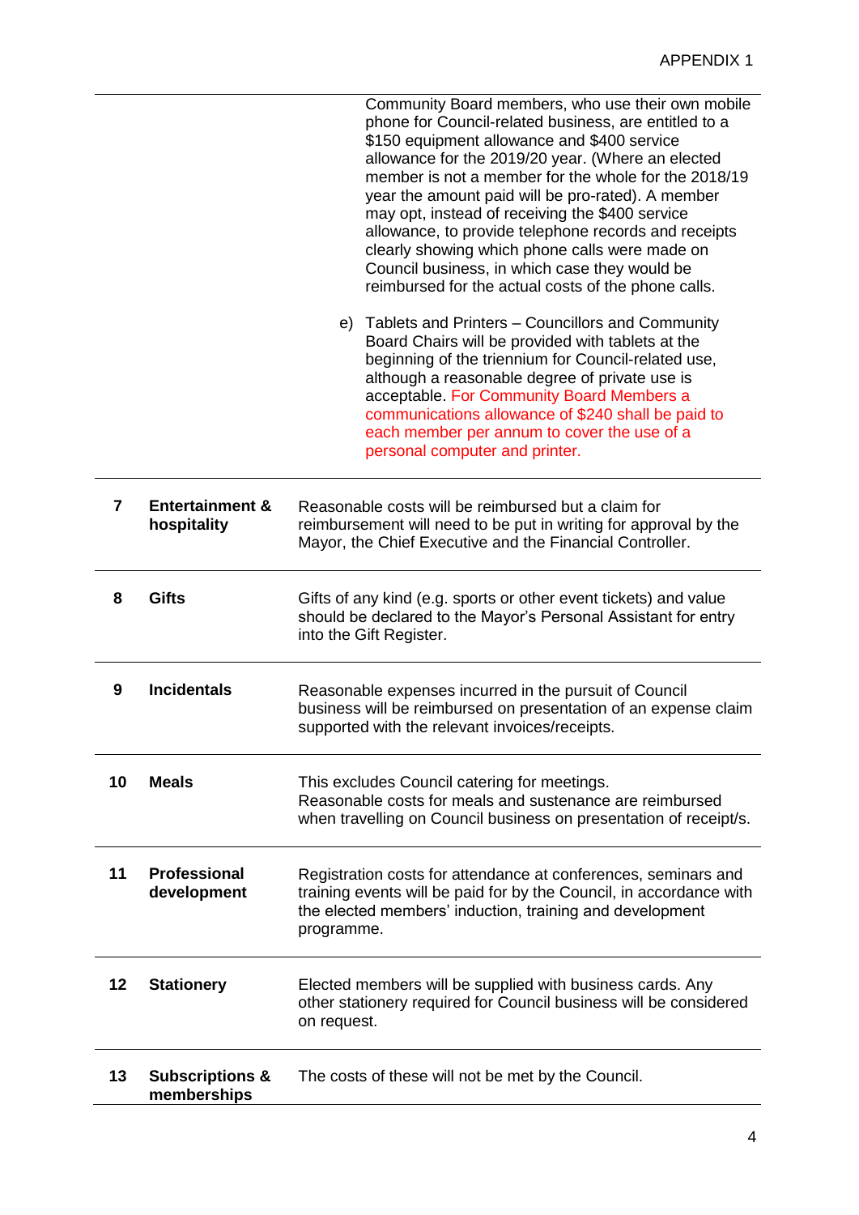| | | |
|---|---|---|
| | | Community Board members, who use their own mobile phone for Council-related business, are entitled to a $150 equipment allowance and $400 service allowance for the 2019/20 year. (Where an elected member is not a member for the whole for the 2018/19 year the amount paid will be pro-rated). A member may opt, instead of receiving the $400 service allowance, to provide telephone records and receipts clearly showing which phone calls were made on Council business, in which case they would be reimbursed for the actual costs of the phone calls.<br><br>e) Tablets and Printers – Councillors and Community Board Chairs will be provided with tablets at the beginning of the triennium for Council-related use, although a reasonable degree of private use is acceptable. For Community Board Members a communications allowance of $240 shall be paid to each member per annum to cover the use of a personal computer and printer. |
| **7** | **Entertainment & hospitality** | Reasonable costs will be reimbursed but a claim for reimbursement will need to be put in writing for approval by the Mayor, the Chief Executive and the Financial Controller. |
| **8** | **Gifts** | Gifts of any kind (e.g. sports or other event tickets) and value should be declared to the Mayor's Personal Assistant for entry into the Gift Register. |
| **9** | **Incidentals** | Reasonable expenses incurred in the pursuit of Council business will be reimbursed on presentation of an expense claim supported with the relevant invoices/receipts. |
| **10** | **Meals** | This excludes Council catering for meetings.<br>Reasonable costs for meals and sustenance are reimbursed when travelling on Council business on presentation of receipt/s. |
| **11** | **Professional development** | Registration costs for attendance at conferences, seminars and training events will be paid for by the Council, in accordance with the elected members' induction, training and development programme. |
| **12** | **Stationery** | Elected members will be supplied with business cards. Any other stationery required for Council business will be considered on request. |
| **13** | **Subscriptions & memberships** | The costs of these will not be met by the Council. |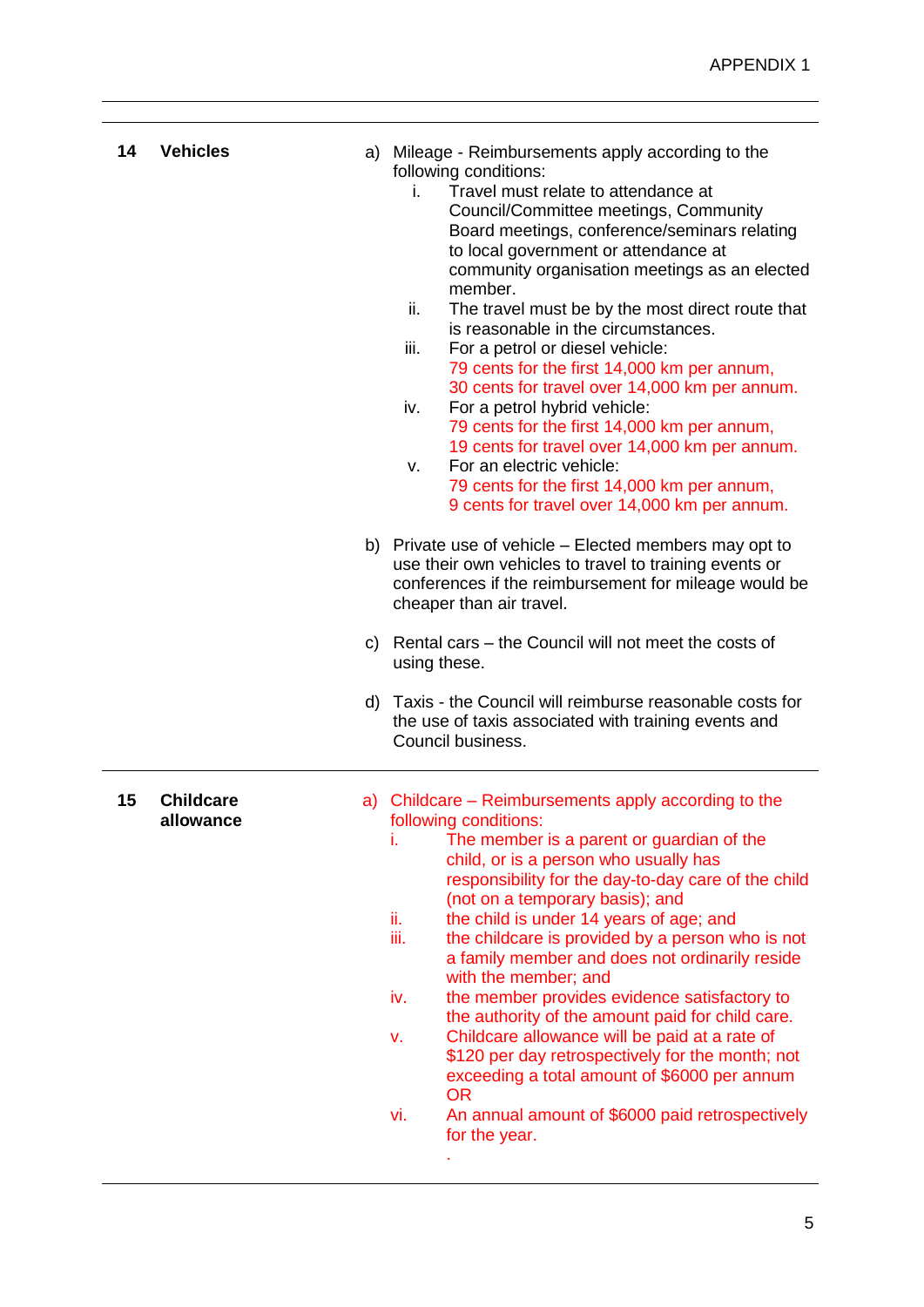| | | |
|---|---|---|
| **14** | **Vehicles** | a) Mileage - Reimbursements apply according to the following conditions:<br>i. Travel must relate to attendance at Council/Committee meetings, Community Board meetings, conference/seminars relating to local government or attendance at community organisation meetings as an elected member.<br>ii. The travel must be by the most direct route that is reasonable in the circumstances.<br>iii. For a petrol or diesel vehicle: 79 cents for the first 14,000 km per annum, 30 cents for travel over 14,000 km per annum.<br>iv. For a petrol hybrid vehicle: 79 cents for the first 14,000 km per annum, 19 cents for travel over 14,000 km per annum.<br>v. For an electric vehicle: 79 cents for the first 14,000 km per annum, 9 cents for travel over 14,000 km per annum.<br><br>b) Private use of vehicle – Elected members may opt to use their own vehicles to travel to training events or conferences if the reimbursement for mileage would be cheaper than air travel.<br><br>c) Rental cars – the Council will not meet the costs of using these.<br><br>d) Taxis - the Council will reimburse reasonable costs for the use of taxis associated with training events and Council business. |
| **15** | **Childcare allowance** | a) Childcare – Reimbursements apply according to the following conditions:<br>i. The member is a parent or guardian of the child, or is a person who usually has responsibility for the day-to-day care of the child (not on a temporary basis); and<br>ii. the child is under 14 years of age; and<br>iii. the childcare is provided by a person who is not a family member and does not ordinarily reside with the member; and<br>iv. the member provides evidence satisfactory to the authority of the amount paid for child care.<br>v. Childcare allowance will be paid at a rate of $120 per day retrospectively for the month; not exceeding a total amount of $6000 per annum OR<br>vi. An annual amount of $6000 paid retrospectively for the year.<br>. |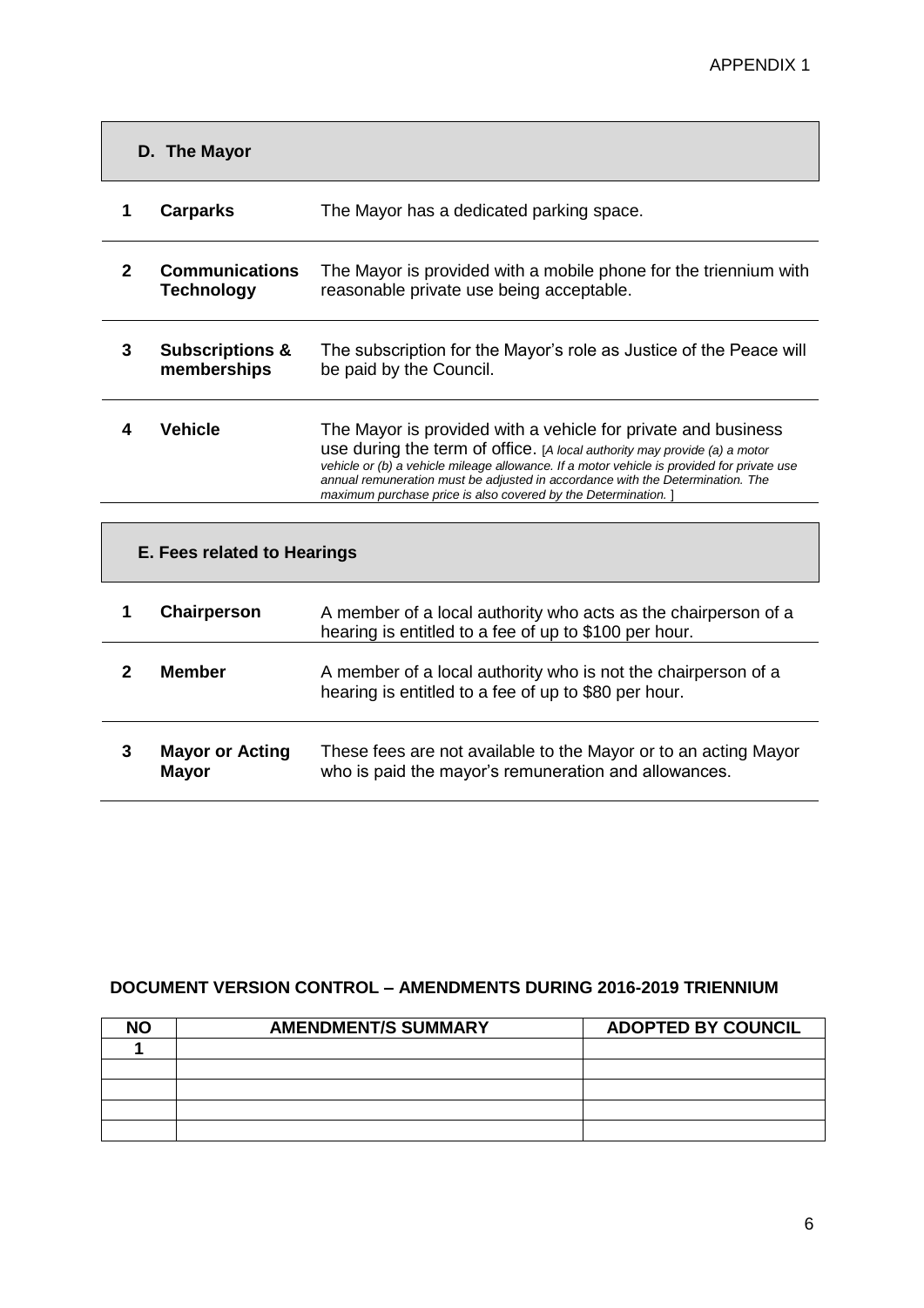APPENDIX 1

| D. The Mayor | | |
|---|---|---|
| 1 | **Carparks** | The Mayor has a dedicated parking space. |
| 2 | **Communications Technology** | The Mayor is provided with a mobile phone for the triennium with reasonable private use being acceptable. |
| 3 | **Subscriptions & memberships** | The subscription for the Mayor's role as Justice of the Peace will be paid by the Council. |
| 4 | **Vehicle** | The Mayor is provided with a vehicle for private and business use during the term of office. [*A local authority may provide (a) a motor vehicle or (b) a vehicle mileage allowance. If a motor vehicle is provided for private use annual remuneration must be adjusted in accordance with the Determination. The maximum purchase price is also covered by the Determination.* ] |

| E. Fees related to Hearings | | |
|---|---|---|
| 1 | **Chairperson** | A member of a local authority who acts as the chairperson of a hearing is entitled to a fee of up to $100 per hour. |
| 2 | **Member** | A member of a local authority who is not the chairperson of a hearing is entitled to a fee of up to $80 per hour. |
| 3 | **Mayor or Acting Mayor** | These fees are not available to the Mayor or to an acting Mayor who is paid the mayor's remuneration and allowances. |

**DOCUMENT VERSION CONTROL – AMENDMENTS DURING 2016-2019 TRIENNIUM**

| NO | AMENDMENT/S SUMMARY | ADOPTED BY COUNCIL |
|---|---|---|
| 1 | | |
| | | |
| | | |
| | | |
| | | |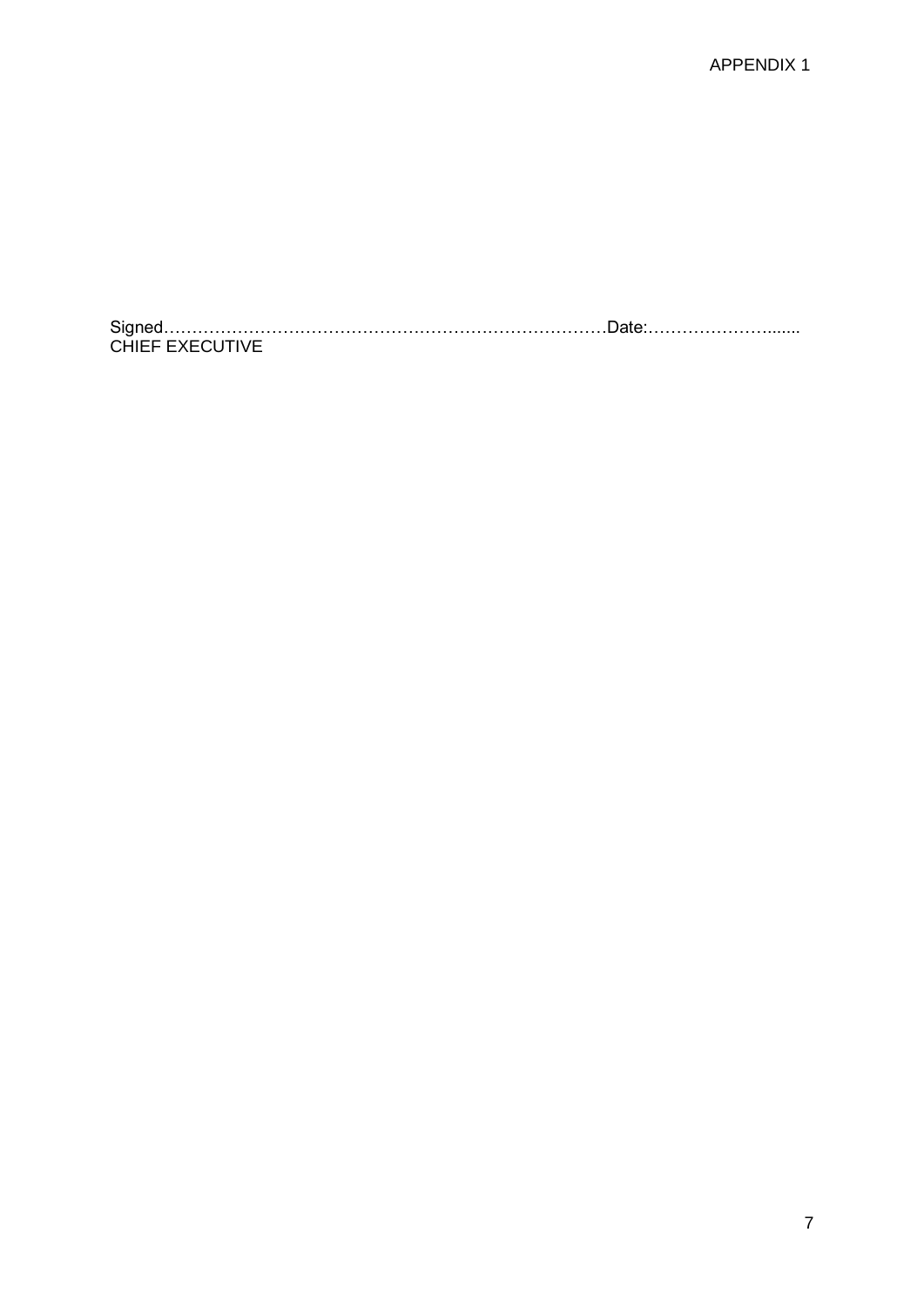APPENDIX 1

Signed……………………………………….……………………………Date:…………………......
CHIEF EXECUTIVE